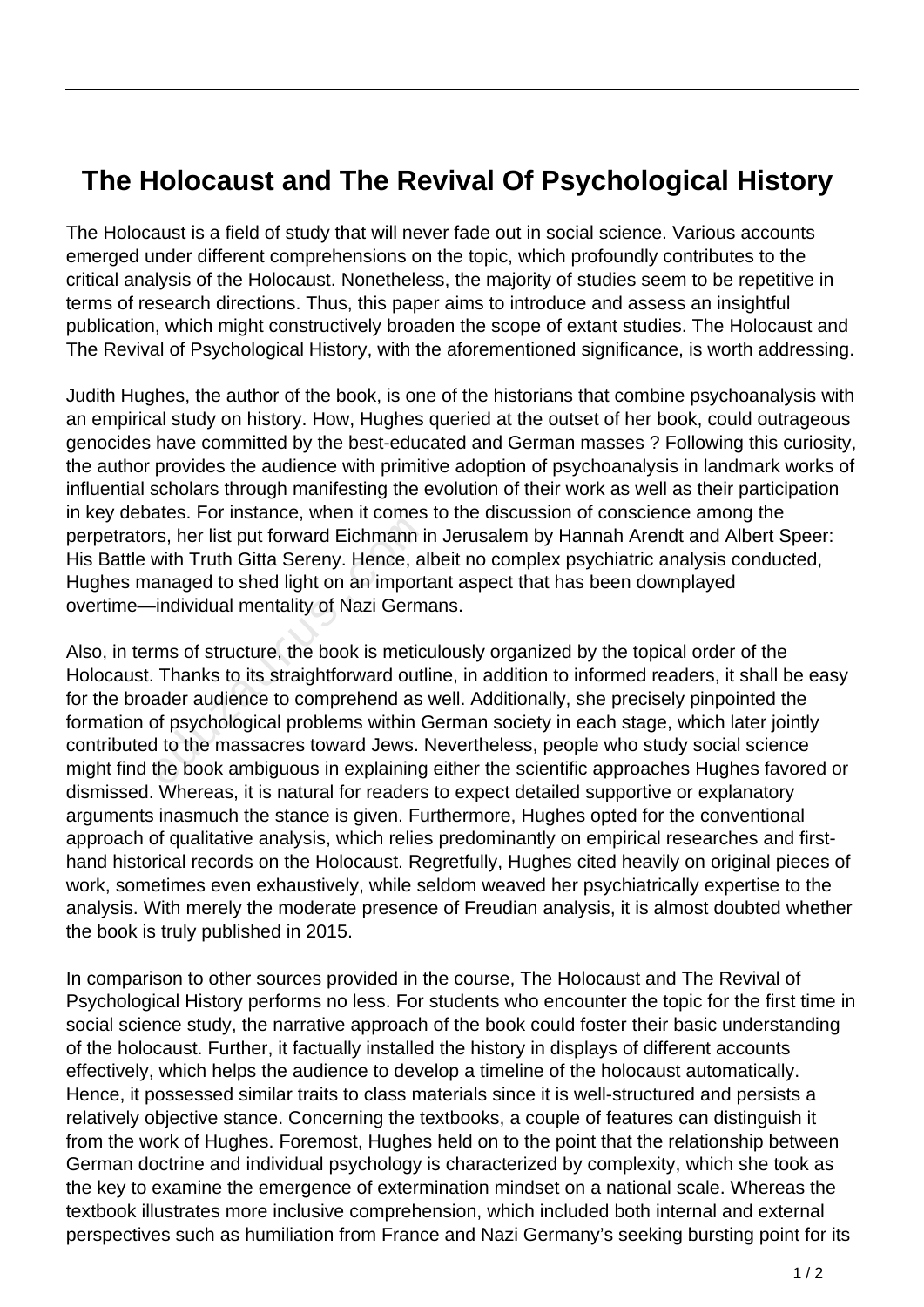# The Holocaust and The Revival Of Psychological History

The Holocaust is a field of study that will never fade out in social science. Various accounts emerged under different comprehensions on the topic, which profoundly contributes to the critical analysis of the Holocaust. Nonetheless, the majority of studies seem to be repetitive in terms of research directions. Thus, this paper aims to introduce and assess an insightful publication, which might constructively broaden the scope of extant studies. The Holocaust and The Revival of Psychological History, with the aforementioned significance, is worth addressing.

Judith Hughes, the author of the book, is one of the historians that combine psychoanalysis with an empirical study on history. How, Hughes queried at the outset of her book, could outrageous genocides have committed by the best-educated and German masses ? Following this curiosity, the author provides the audience with primitive adoption of psychoanalysis in landmark works of influential scholars through manifesting the evolution of their work as well as their participation in key debates. For instance, when it comes to the discussion of conscience among the perpetrators, her list put forward Eichmann in Jerusalem by Hannah Arendt and Albert Speer: His Battle with Truth Gitta Sereny. Hence, albeit no complex psychiatric analysis conducted, Hughes managed to shed light on an important aspect that has been downplayed overtime—individual mentality of Nazi Germans.

Also, in terms of structure, the book is meticulously organized by the topical order of the Holocaust. Thanks to its straightforward outline, in addition to informed readers, it shall be easy for the broader audience to comprehend as well. Additionally, she precisely pinpointed the formation of psychological problems within German society in each stage, which later jointly contributed to the massacres toward Jews. Nevertheless, people who study social science might find the book ambiguous in explaining either the scientific approaches Hughes favored or dismissed. Whereas, it is natural for readers to expect detailed supportive or explanatory arguments inasmuch the stance is given. Furthermore, Hughes opted for the conventional approach of qualitative analysis, which relies predominantly on empirical researches and first-hand historical records on the Holocaust. Regretfully, Hughes cited heavily on original pieces of work, sometimes even exhaustively, while seldom weaved her psychiatrically expertise to the analysis. With merely the moderate presence of Freudian analysis, it is almost doubted whether the book is truly published in 2015.

In comparison to other sources provided in the course, The Holocaust and The Revival of Psychological History performs no less. For students who encounter the topic for the first time in social science study, the narrative approach of the book could foster their basic understanding of the holocaust. Further, it factually installed the history in displays of different accounts effectively, which helps the audience to develop a timeline of the holocaust automatically. Hence, it possessed similar traits to class materials since it is well-structured and persists a relatively objective stance. Concerning the textbooks, a couple of features can distinguish it from the work of Hughes. Foremost, Hughes held on to the point that the relationship between German doctrine and individual psychology is characterized by complexity, which she took as the key to examine the emergence of extermination mindset on a national scale. Whereas the textbook illustrates more inclusive comprehension, which included both internal and external perspectives such as humiliation from France and Nazi Germany's seeking bursting point for its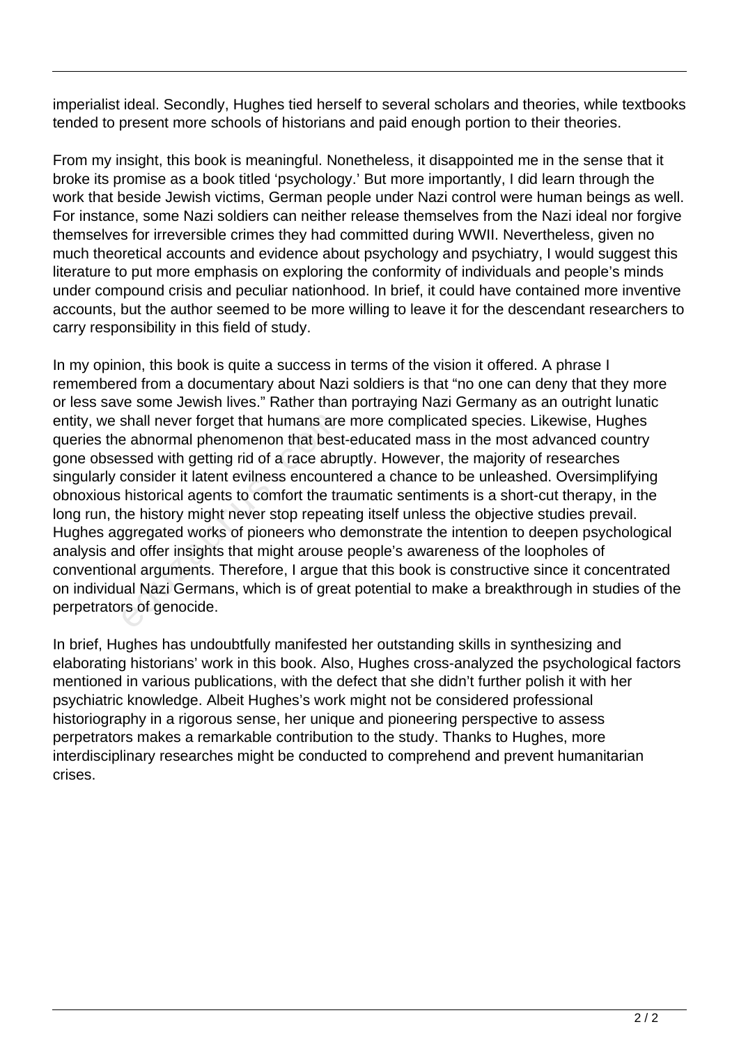imperialist ideal. Secondly, Hughes tied herself to several scholars and theories, while textbooks tended to present more schools of historians and paid enough portion to their theories.

From my insight, this book is meaningful. Nonetheless, it disappointed me in the sense that it broke its promise as a book titled 'psychology.' But more importantly, I did learn through the work that beside Jewish victims, German people under Nazi control were human beings as well. For instance, some Nazi soldiers can neither release themselves from the Nazi ideal nor forgive themselves for irreversible crimes they had committed during WWII. Nevertheless, given no much theoretical accounts and evidence about psychology and psychiatry, I would suggest this literature to put more emphasis on exploring the conformity of individuals and people's minds under compound crisis and peculiar nationhood. In brief, it could have contained more inventive accounts, but the author seemed to be more willing to leave it for the descendant researchers to carry responsibility in this field of study.

In my opinion, this book is quite a success in terms of the vision it offered. A phrase I remembered from a documentary about Nazi soldiers is that "no one can deny that they more or less save some Jewish lives." Rather than portraying Nazi Germany as an outright lunatic entity, we shall never forget that humans are more complicated species. Likewise, Hughes queries the abnormal phenomenon that best-educated mass in the most advanced country gone obsessed with getting rid of a race abruptly. However, the majority of researches singularly consider it latent evilness encountered a chance to be unleashed. Oversimplifying obnoxious historical agents to comfort the traumatic sentiments is a short-cut therapy, in the long run, the history might never stop repeating itself unless the objective studies prevail. Hughes aggregated works of pioneers who demonstrate the intention to deepen psychological analysis and offer insights that might arouse people's awareness of the loopholes of conventional arguments. Therefore, I argue that this book is constructive since it concentrated on individual Nazi Germans, which is of great potential to make a breakthrough in studies of the perpetrators of genocide.

In brief, Hughes has undoubtfully manifested her outstanding skills in synthesizing and elaborating historians' work in this book. Also, Hughes cross-analyzed the psychological factors mentioned in various publications, with the defect that she didn't further polish it with her psychiatric knowledge. Albeit Hughes's work might not be considered professional historiography in a rigorous sense, her unique and pioneering perspective to assess perpetrators makes a remarkable contribution to the study. Thanks to Hughes, more interdisciplinary researches might be conducted to comprehend and prevent humanitarian crises.